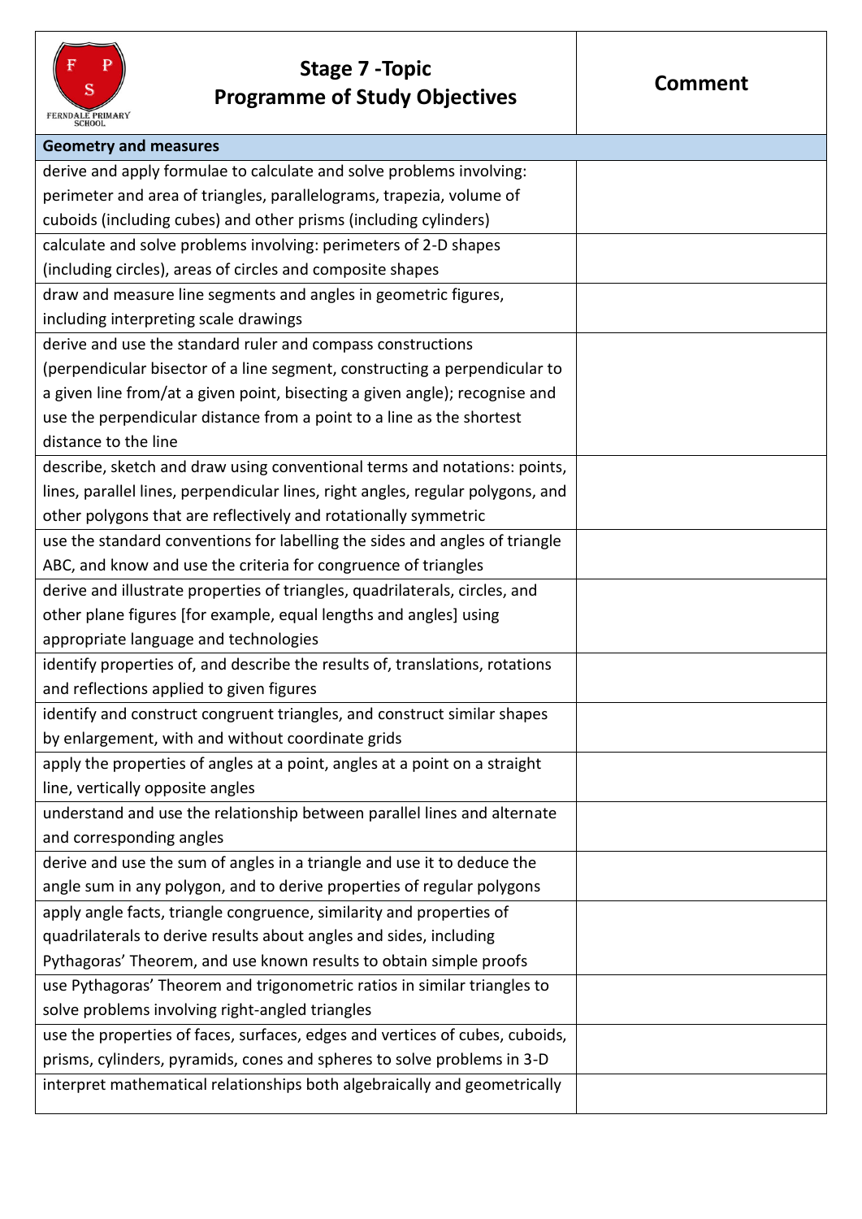| Stage 7 -Topic<br>Programme of Study Objectives | Comment |
|---|---|
| **Geometry and measures** | |
| derive and apply formulae to calculate and solve problems involving: perimeter and area of triangles, parallelograms, trapezia, volume of cuboids (including cubes) and other prisms (including cylinders) | |
| calculate and solve problems involving: perimeters of 2-D shapes (including circles), areas of circles and composite shapes | |
| draw and measure line segments and angles in geometric figures, including interpreting scale drawings | |
| derive and use the standard ruler and compass constructions (perpendicular bisector of a line segment, constructing a perpendicular to a given line from/at a given point, bisecting a given angle); recognise and use the perpendicular distance from a point to a line as the shortest distance to the line | |
| describe, sketch and draw using conventional terms and notations: points, lines, parallel lines, perpendicular lines, right angles, regular polygons, and other polygons that are reflectively and rotationally symmetric | |
| use the standard conventions for labelling the sides and angles of triangle ABC, and know and use the criteria for congruence of triangles | |
| derive and illustrate properties of triangles, quadrilaterals, circles, and other plane figures [for example, equal lengths and angles] using appropriate language and technologies | |
| identify properties of, and describe the results of, translations, rotations and reflections applied to given figures | |
| identify and construct congruent triangles, and construct similar shapes by enlargement, with and without coordinate grids | |
| apply the properties of angles at a point, angles at a point on a straight line, vertically opposite angles | |
| understand and use the relationship between parallel lines and alternate and corresponding angles | |
| derive and use the sum of angles in a triangle and use it to deduce the angle sum in any polygon, and to derive properties of regular polygons | |
| apply angle facts, triangle congruence, similarity and properties of quadrilaterals to derive results about angles and sides, including Pythagoras' Theorem, and use known results to obtain simple proofs | |
| use Pythagoras' Theorem and trigonometric ratios in similar triangles to solve problems involving right-angled triangles | |
| use the properties of faces, surfaces, edges and vertices of cubes, cuboids, prisms, cylinders, pyramids, cones and spheres to solve problems in 3-D | |
| interpret mathematical relationships both algebraically and geometrically | |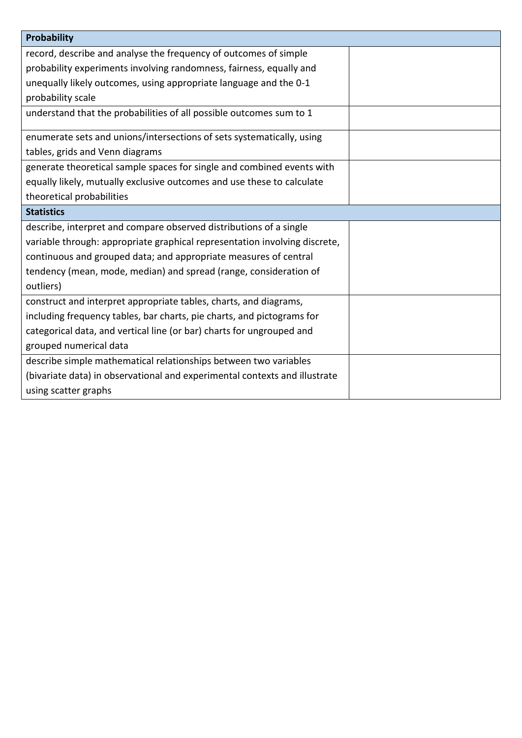| | |
|---|---|
| **Probability** | |
| record, describe and analyse the frequency of outcomes of simple probability experiments involving randomness, fairness, equally and unequally likely outcomes, using appropriate language and the 0-1 probability scale | |
| understand that the probabilities of all possible outcomes sum to 1 | |
| enumerate sets and unions/intersections of sets systematically, using tables, grids and Venn diagrams | |
| generate theoretical sample spaces for single and combined events with equally likely, mutually exclusive outcomes and use these to calculate theoretical probabilities | |
| **Statistics** | |
| describe, interpret and compare observed distributions of a single variable through: appropriate graphical representation involving discrete, continuous and grouped data; and appropriate measures of central tendency (mean, mode, median) and spread (range, consideration of outliers) | |
| construct and interpret appropriate tables, charts, and diagrams, including frequency tables, bar charts, pie charts, and pictograms for categorical data, and vertical line (or bar) charts for ungrouped and grouped numerical data | |
| describe simple mathematical relationships between two variables (bivariate data) in observational and experimental contexts and illustrate using scatter graphs | |